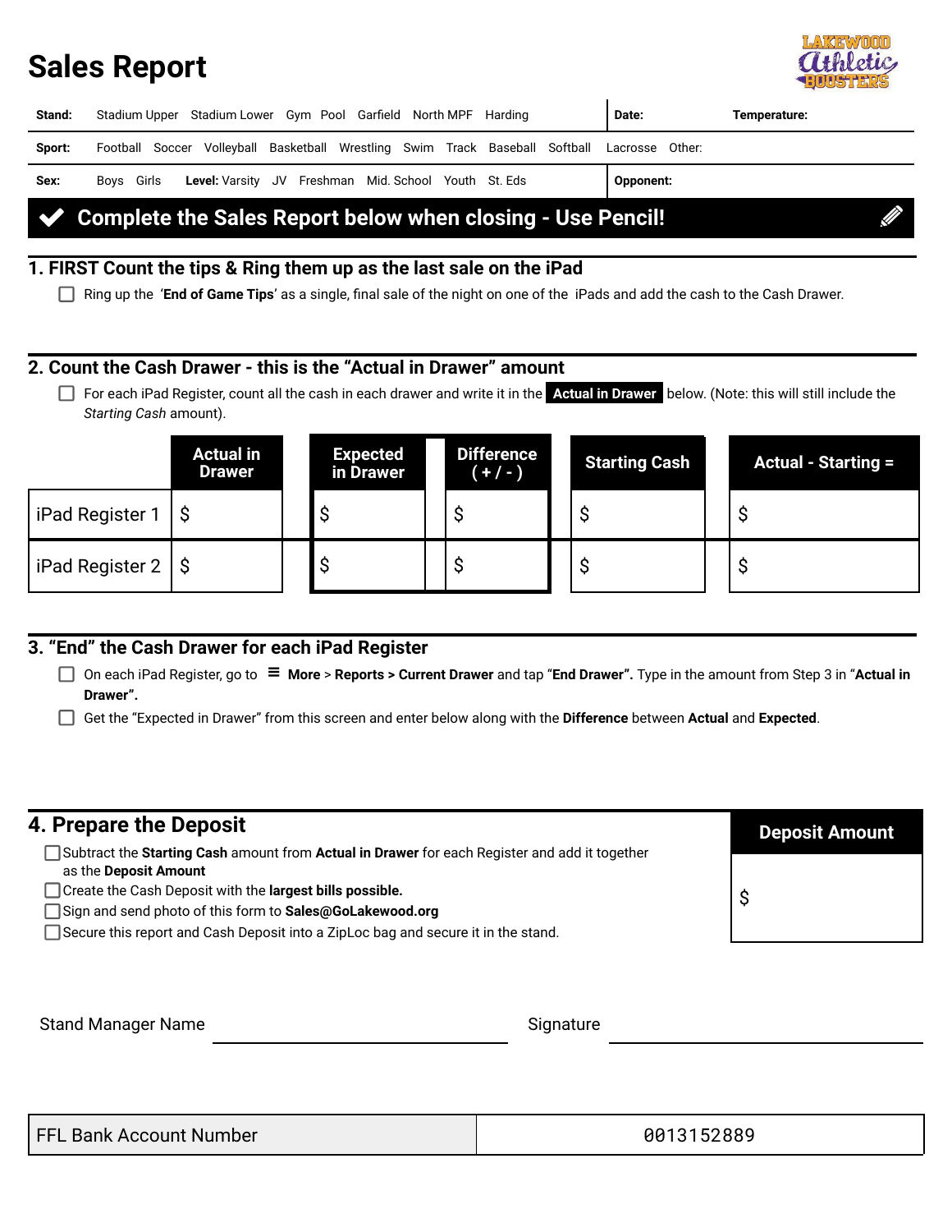# Sales Report

LAKEWOOD Athletic BOOSTERS

| Stand: | Stadium Upper Stadium Lower Gym Pool Garfield North MPF Harding | Date: | Temperature: |
|---|---|---|---|
| Sport: | Football Soccer Volleyball Basketball Wrestling Swim Track Baseball Softball Lacrosse Other: | | |
| Sex: | Boys Girls **Level:** Varsity JV Freshman Mid. School Youth St. Eds | Opponent: | |

**✔ Complete the Sales Report below when closing - Use Pencil!**

## 1. FIRST Count the tips & Ring them up as the last sale on the iPad

- [ ] Ring up the '**End of Game Tips**' as a single, final sale of the night on one of the iPads and add the cash to the Cash Drawer.

## 2. Count the Cash Drawer - this is the "Actual in Drawer" amount

- [ ] For each iPad Register, count all the cash in each drawer and write it in the **Actual in Drawer** below. (Note: this will still include the *Starting Cash* amount).

| | Actual in Drawer | Expected in Drawer | Difference ( + / - ) | Starting Cash | Actual - Starting = |
|---|---|---|---|---|---|
| iPad Register 1 | $ | $ | $ | $ | $ |
| iPad Register 2 | $ | $ | $ | $ | $ |

## 3. "End" the Cash Drawer for each iPad Register

- [ ] On each iPad Register, go to ≡ **More** > **Reports > Current Drawer** and tap "**End Drawer".** Type in the amount from Step 3 in "**Actual in Drawer**".
- [ ] Get the "Expected in Drawer" from this screen and enter below along with the **Difference** between **Actual** and **Expected**.

## 4. Prepare the Deposit

- [ ] Subtract the **Starting Cash** amount from **Actual in Drawer** for each Register and add it together as the **Deposit Amount**
- [ ] Create the Cash Deposit with the **largest bills possible.**
- [ ] Sign and send photo of this form to **Sales@GoLakewood.org**
- [ ] Secure this report and Cash Deposit into a ZipLoc bag and secure it in the stand.

| Deposit Amount |
|---|
| $ |

Stand Manager Name ______________________ Signature ______________________

| FFL Bank Account Number | 0013152889 |
|---|---|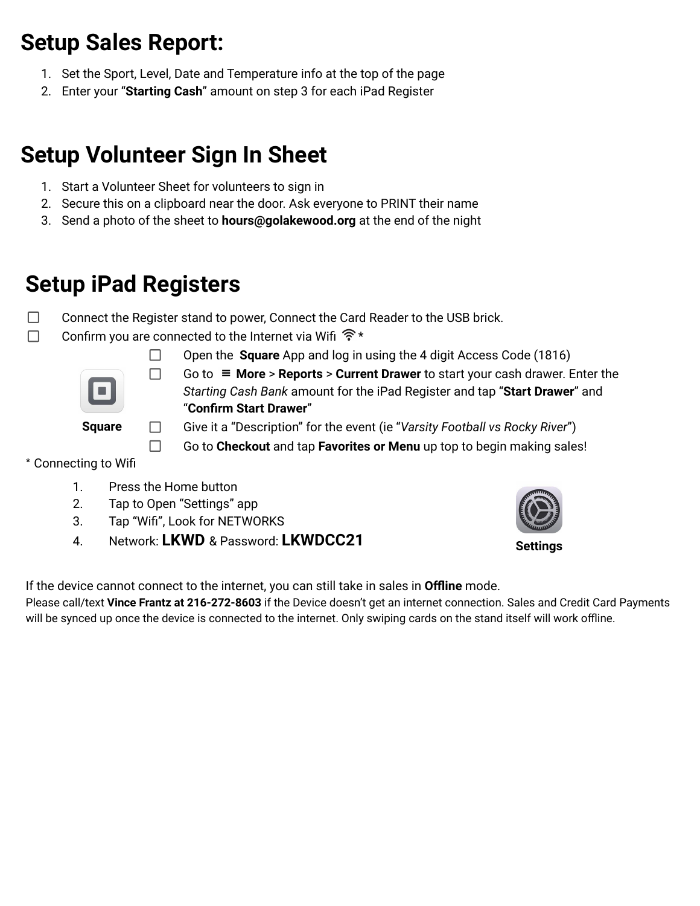# Setup Sales Report:

1. Set the Sport, Level, Date and Temperature info at the top of the page
2. Enter your "**Starting Cash**" amount on step 3 for each iPad Register

# Setup Volunteer Sign In Sheet

1. Start a Volunteer Sheet for volunteers to sign in
2. Secure this on a clipboard near the door. Ask everyone to PRINT their name
3. Send a photo of the sheet to **hours@golakewood.org** at the end of the night

# Setup iPad Registers

- [ ] Connect the Register stand to power, Connect the Card Reader to the USB brick.
- [ ] Confirm you are connected to the Internet via Wifi *
  - [ ] Open the **Square** App and log in using the 4 digit Access Code (1816)
  - [ ] Go to ≡ **More** > **Reports** > **Current Drawer** to start your cash drawer. Enter the *Starting Cash Bank* amount for the iPad Register and tap "**Start Drawer**" and "**Confirm Start Drawer**"
  - [ ] Give it a "Description" for the event (ie "*Varsity Football vs Rocky River*")
  - [ ] Go to **Checkout** and tap **Favorites or Menu** up top to begin making sales!

**Square**

* Connecting to Wifi

1. Press the Home button
2. Tap to Open "Settings" app
3. Tap "Wifi", Look for NETWORKS
4. Network: **LKWD** & Password: **LKWDCC21**

**Settings**

If the device cannot connect to the internet, you can still take in sales in **Offline** mode.

Please call/text **Vince Frantz at 216-272-8603** if the Device doesn't get an internet connection. Sales and Credit Card Payments will be synced up once the device is connected to the internet. Only swiping cards on the stand itself will work offline.